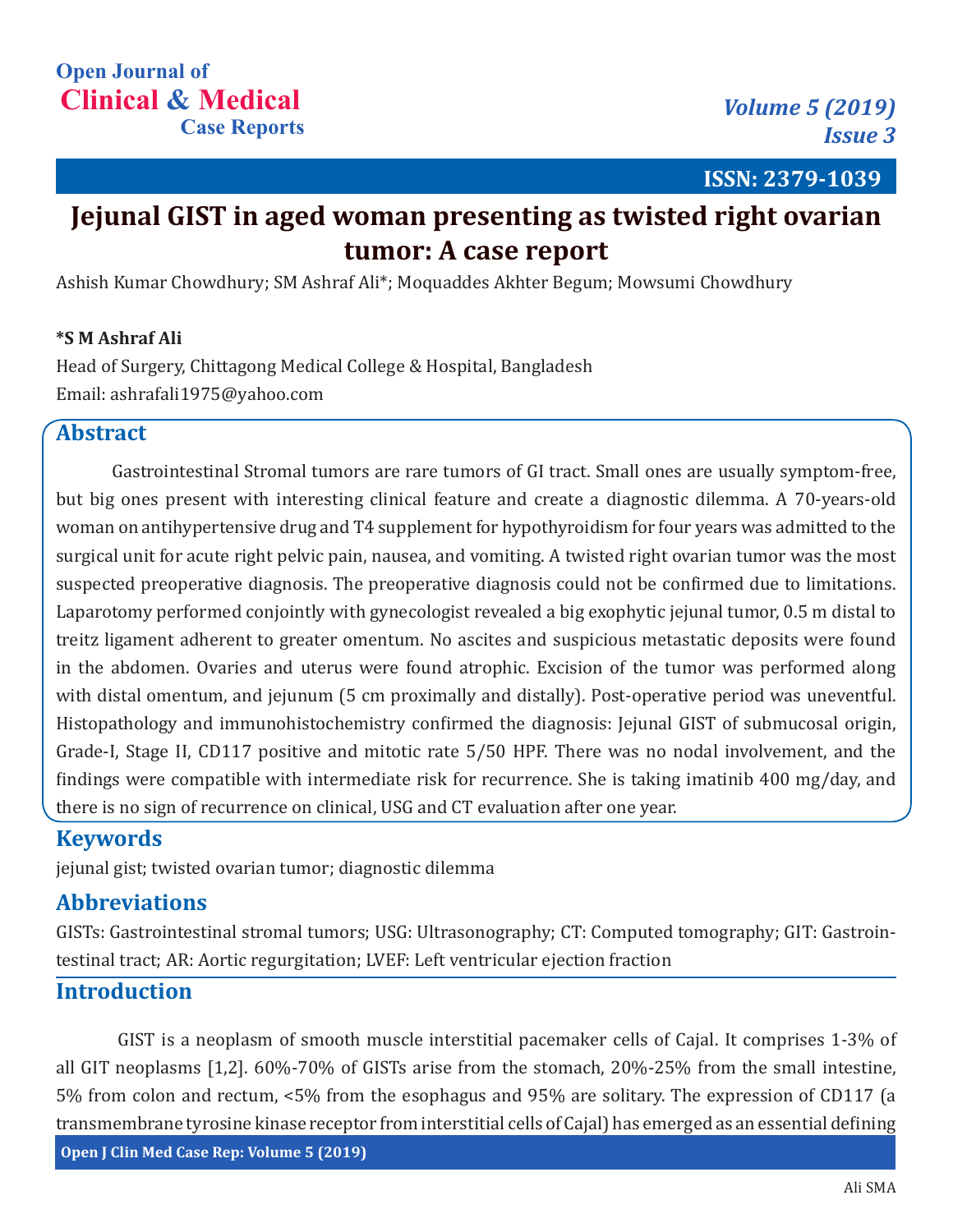Open Journal of
Clinical & Medical
Case Reports

Volume 5 (2019)
Issue 3

ISSN: 2379-1039

# Jejunal GIST in aged woman presenting as twisted right ovarian tumor: A case report

Ashish Kumar Chowdhury; SM Ashraf Ali*; Moquaddes Akhter Begum; Mowsumi Chowdhury

**\*S M Ashraf Ali**

Head of Surgery, Chittagong Medical College & Hospital, Bangladesh

Email: ashrafali1975@yahoo.com

## Abstract

Gastrointestinal Stromal tumors are rare tumors of GI tract. Small ones are usually symptom-free, but big ones present with interesting clinical feature and create a diagnostic dilemma. A 70-years-old woman on antihypertensive drug and T4 supplement for hypothyroidism for four years was admitted to the surgical unit for acute right pelvic pain, nausea, and vomiting. A twisted right ovarian tumor was the most suspected preoperative diagnosis. The preoperative diagnosis could not be confirmed due to limitations. Laparotomy performed conjointly with gynecologist revealed a big exophytic jejunal tumor, 0.5 m distal to treitz ligament adherent to greater omentum. No ascites and suspicious metastatic deposits were found in the abdomen. Ovaries and uterus were found atrophic. Excision of the tumor was performed along with distal omentum, and jejunum (5 cm proximally and distally). Post-operative period was uneventful. Histopathology and immunohistochemistry confirmed the diagnosis: Jejunal GIST of submucosal origin, Grade-I, Stage II, CD117 positive and mitotic rate 5/50 HPF. There was no nodal involvement, and the findings were compatible with intermediate risk for recurrence. She is taking imatinib 400 mg/day, and there is no sign of recurrence on clinical, USG and CT evaluation after one year.

## Keywords

jejunal gist; twisted ovarian tumor; diagnostic dilemma

## Abbreviations

GISTs: Gastrointestinal stromal tumors; USG: Ultrasonography; CT: Computed tomography; GIT: Gastrointestinal tract; AR: Aortic regurgitation; LVEF: Left ventricular ejection fraction

## Introduction

GIST is a neoplasm of smooth muscle interstitial pacemaker cells of Cajal. It comprises 1-3% of all GIT neoplasms [1,2]. 60%-70% of GISTs arise from the stomach, 20%-25% from the small intestine, 5% from colon and rectum, <5% from the esophagus and 95% are solitary. The expression of CD117 (a transmembrane tyrosine kinase receptor from interstitial cells of Cajal) has emerged as an essential defining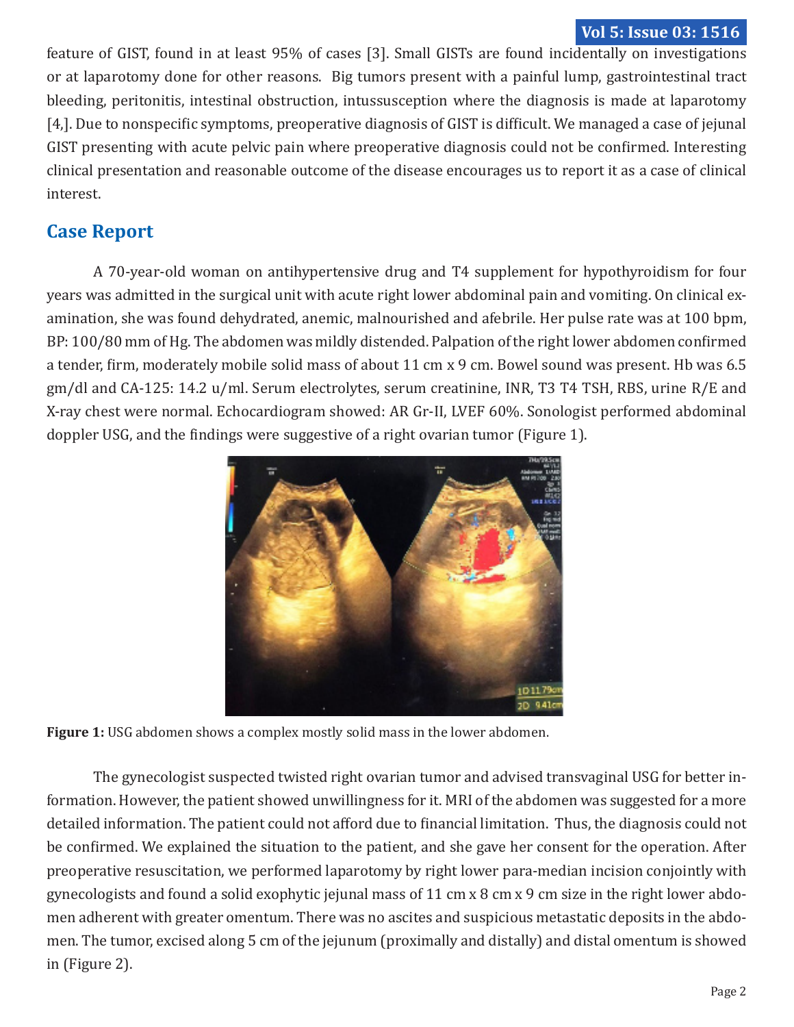feature of GIST, found in at least 95% of cases [3]. Small GISTs are found incidentally on investigations or at laparotomy done for other reasons. Big tumors present with a painful lump, gastrointestinal tract bleeding, peritonitis, intestinal obstruction, intussusception where the diagnosis is made at laparotomy [4,]. Due to nonspecific symptoms, preoperative diagnosis of GIST is difficult. We managed a case of jejunal GIST presenting with acute pelvic pain where preoperative diagnosis could not be confirmed. Interesting clinical presentation and reasonable outcome of the disease encourages us to report it as a case of clinical interest.

## Case Report

A 70-year-old woman on antihypertensive drug and T4 supplement for hypothyroidism for four years was admitted in the surgical unit with acute right lower abdominal pain and vomiting. On clinical examination, she was found dehydrated, anemic, malnourished and afebrile. Her pulse rate was at 100 bpm, BP: 100/80 mm of Hg. The abdomen was mildly distended. Palpation of the right lower abdomen confirmed a tender, firm, moderately mobile solid mass of about 11 cm x 9 cm. Bowel sound was present. Hb was 6.5 gm/dl and CA-125: 14.2 u/ml. Serum electrolytes, serum creatinine, INR, T3 T4 TSH, RBS, urine R/E and X-ray chest were normal. Echocardiogram showed: AR Gr-II, LVEF 60%. Sonologist performed abdominal doppler USG, and the findings were suggestive of a right ovarian tumor (Figure 1).

**Figure 1:** USG abdomen shows a complex mostly solid mass in the lower abdomen.

The gynecologist suspected twisted right ovarian tumor and advised transvaginal USG for better information. However, the patient showed unwillingness for it. MRI of the abdomen was suggested for a more detailed information. The patient could not afford due to financial limitation. Thus, the diagnosis could not be confirmed. We explained the situation to the patient, and she gave her consent for the operation. After preoperative resuscitation, we performed laparotomy by right lower para-median incision conjointly with gynecologists and found a solid exophytic jejunal mass of 11 cm x 8 cm x 9 cm size in the right lower abdomen adherent with greater omentum. There was no ascites and suspicious metastatic deposits in the abdomen. The tumor, excised along 5 cm of the jejunum (proximally and distally) and distal omentum is showed in (Figure 2).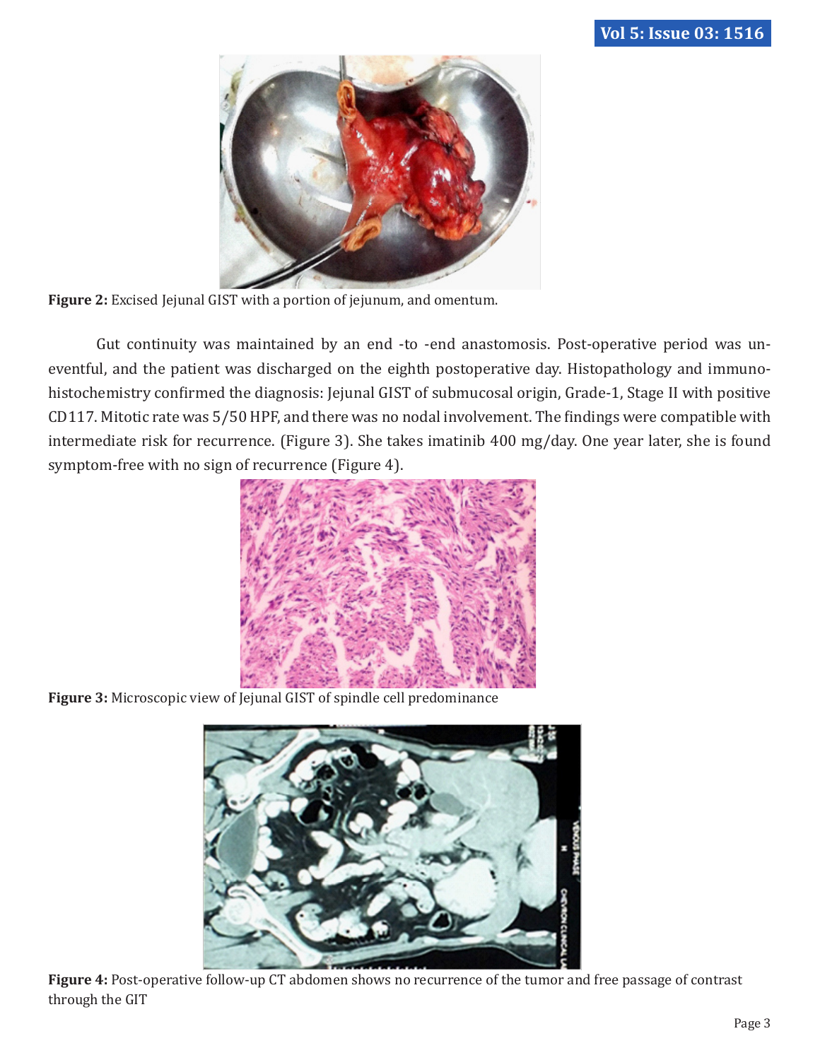**Figure 2:** Excised Jejunal GIST with a portion of jejunum, and omentum.

Gut continuity was maintained by an end -to -end anastomosis. Post-operative period was uneventful, and the patient was discharged on the eighth postoperative day. Histopathology and immunohistochemistry confirmed the diagnosis: Jejunal GIST of submucosal origin, Grade-1, Stage II with positive CD117. Mitotic rate was 5/50 HPF, and there was no nodal involvement. The findings were compatible with intermediate risk for recurrence. (Figure 3). She takes imatinib 400 mg/day. One year later, she is found symptom-free with no sign of recurrence (Figure 4).

**Figure 3:** Microscopic view of Jejunal GIST of spindle cell predominance

**Figure 4:** Post-operative follow-up CT abdomen shows no recurrence of the tumor and free passage of contrast through the GIT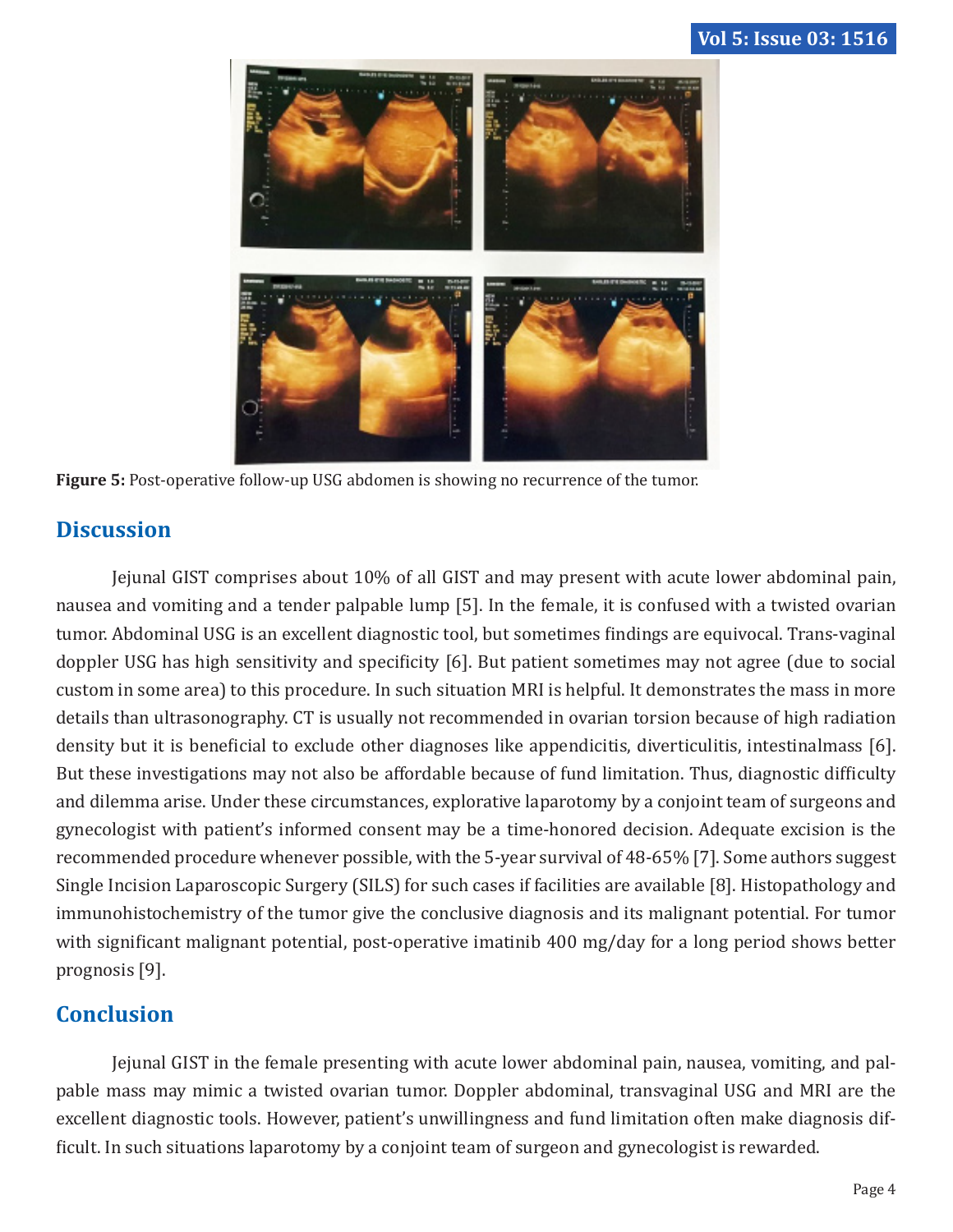**Figure 5:** Post-operative follow-up USG abdomen is showing no recurrence of the tumor.

## Discussion

Jejunal GIST comprises about 10% of all GIST and may present with acute lower abdominal pain, nausea and vomiting and a tender palpable lump [5]. In the female, it is confused with a twisted ovarian tumor. Abdominal USG is an excellent diagnostic tool, but sometimes findings are equivocal. Trans-vaginal doppler USG has high sensitivity and specificity [6]. But patient sometimes may not agree (due to social custom in some area) to this procedure. In such situation MRI is helpful. It demonstrates the mass in more details than ultrasonography. CT is usually not recommended in ovarian torsion because of high radiation density but it is beneficial to exclude other diagnoses like appendicitis, diverticulitis, intestinalmass [6]. But these investigations may not also be affordable because of fund limitation. Thus, diagnostic difficulty and dilemma arise. Under these circumstances, explorative laparotomy by a conjoint team of surgeons and gynecologist with patient's informed consent may be a time-honored decision. Adequate excision is the recommended procedure whenever possible, with the 5-year survival of 48-65% [7]. Some authors suggest Single Incision Laparoscopic Surgery (SILS) for such cases if facilities are available [8]. Histopathology and immunohistochemistry of the tumor give the conclusive diagnosis and its malignant potential. For tumor with significant malignant potential, post-operative imatinib 400 mg/day for a long period shows better prognosis [9].

## Conclusion

Jejunal GIST in the female presenting with acute lower abdominal pain, nausea, vomiting, and palpable mass may mimic a twisted ovarian tumor. Doppler abdominal, transvaginal USG and MRI are the excellent diagnostic tools. However, patient's unwillingness and fund limitation often make diagnosis difficult. In such situations laparotomy by a conjoint team of surgeon and gynecologist is rewarded.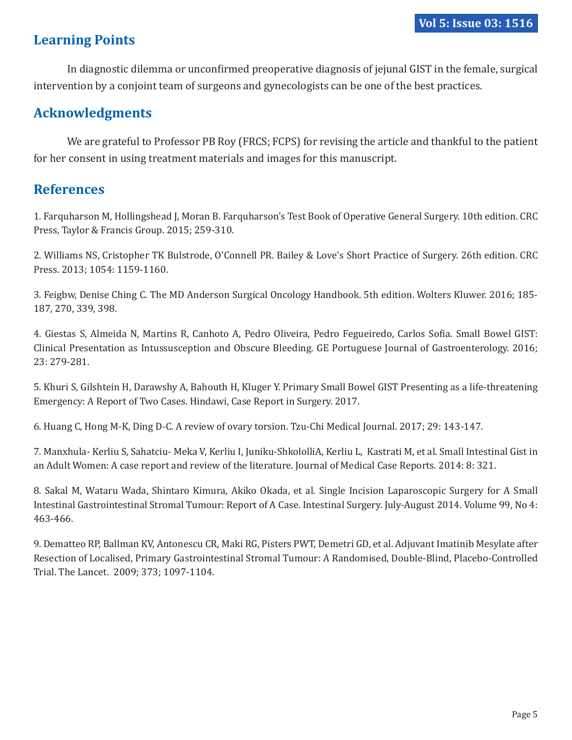## Learning Points

In diagnostic dilemma or unconfirmed preoperative diagnosis of jejunal GIST in the female, surgical intervention by a conjoint team of surgeons and gynecologists can be one of the best practices.

## Acknowledgments

We are grateful to Professor PB Roy (FRCS; FCPS) for revising the article and thankful to the patient for her consent in using treatment materials and images for this manuscript.

## References

1. Farquharson M, Hollingshead J, Moran B. Farquharson's Test Book of Operative General Surgery. 10th edition. CRC Press, Taylor & Francis Group. 2015; 259-310.

2. Williams NS, Cristopher TK Bulstrode, O'Connell PR. Bailey & Love's Short Practice of Surgery. 26th edition. CRC Press. 2013; 1054: 1159-1160.

3. Feigbw, Denise Ching C. The MD Anderson Surgical Oncology Handbook. 5th edition. Wolters Kluwer. 2016; 185-187, 270, 339, 398.

4. Giestas S, Almeida N, Martins R, Canhoto A, Pedro Oliveira, Pedro Fegueiredo, Carlos Sofia. Small Bowel GIST: Clinical Presentation as Intussusception and Obscure Bleeding. GE Portuguese Journal of Gastroenterology. 2016; 23: 279-281.

5. Khuri S, Gilshtein H, Darawshy A, Bahouth H, Kluger Y. Primary Small Bowel GIST Presenting as a life-threatening Emergency: A Report of Two Cases. Hindawi, Case Report in Surgery. 2017.

6. Huang C, Hong M-K, Ding D-C. A review of ovary torsion. Tzu-Chi Medical Journal. 2017; 29: 143-147.

7. Manxhula- Kerliu S, Sahatciu- Meka V, Kerliu I, Juniku-ShkololliA, Kerliu L, Kastrati M, et al. Small Intestinal Gist in an Adult Women: A case report and review of the literature. Journal of Medical Case Reports. 2014: 8: 321.

8. Sakal M, Wataru Wada, Shintaro Kimura, Akiko Okada, et al. Single Incision Laparoscopic Surgery for A Small Intestinal Gastrointestinal Stromal Tumour: Report of A Case. Intestinal Surgery. July-August 2014. Volume 99, No 4: 463-466.

9. Dematteo RP, Ballman KV, Antonescu CR, Maki RG, Pisters PWT, Demetri GD, et al. Adjuvant Imatinib Mesylate after Resection of Localised, Primary Gastrointestinal Stromal Tumour: A Randomised, Double-Blind, Placebo-Controlled Trial. The Lancet. 2009; 373; 1097-1104.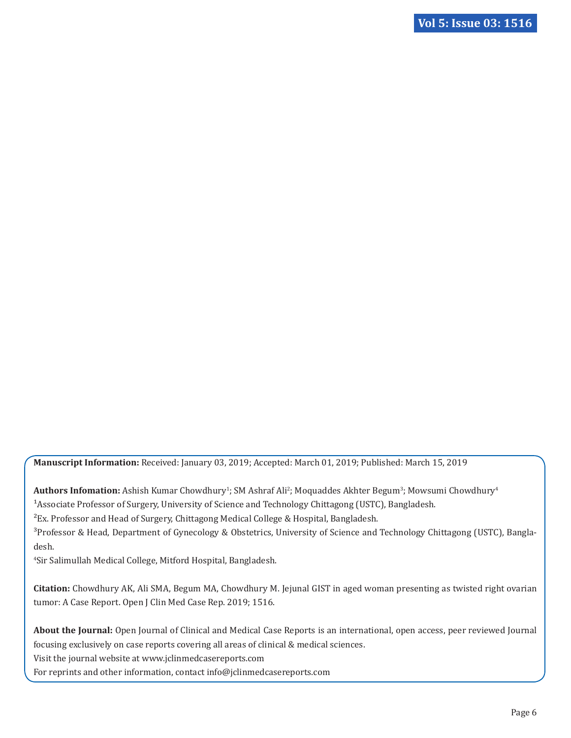**Manuscript Information:** Received: January 03, 2019; Accepted: March 01, 2019; Published: March 15, 2019

**Authors Infomation:** Ashish Kumar Chowdhury[1]; SM Ashraf Ali[2]; Moquaddes Akhter Begum[3]; Mowsumi Chowdhury[4]

[1]Associate Professor of Surgery, University of Science and Technology Chittagong (USTC), Bangladesh.

[2]Ex. Professor and Head of Surgery, Chittagong Medical College & Hospital, Bangladesh.

[3]Professor & Head, Department of Gynecology & Obstetrics, University of Science and Technology Chittagong (USTC), Bangladesh.

[4]Sir Salimullah Medical College, Mitford Hospital, Bangladesh.

**Citation:** Chowdhury AK, Ali SMA, Begum MA, Chowdhury M. Jejunal GIST in aged woman presenting as twisted right ovarian tumor: A Case Report. Open J Clin Med Case Rep. 2019; 1516.

**About the Journal:** Open Journal of Clinical and Medical Case Reports is an international, open access, peer reviewed Journal focusing exclusively on case reports covering all areas of clinical & medical sciences.

Visit the journal website at www.jclinmedcasereports.com

For reprints and other information, contact info@jclinmedcasereports.com